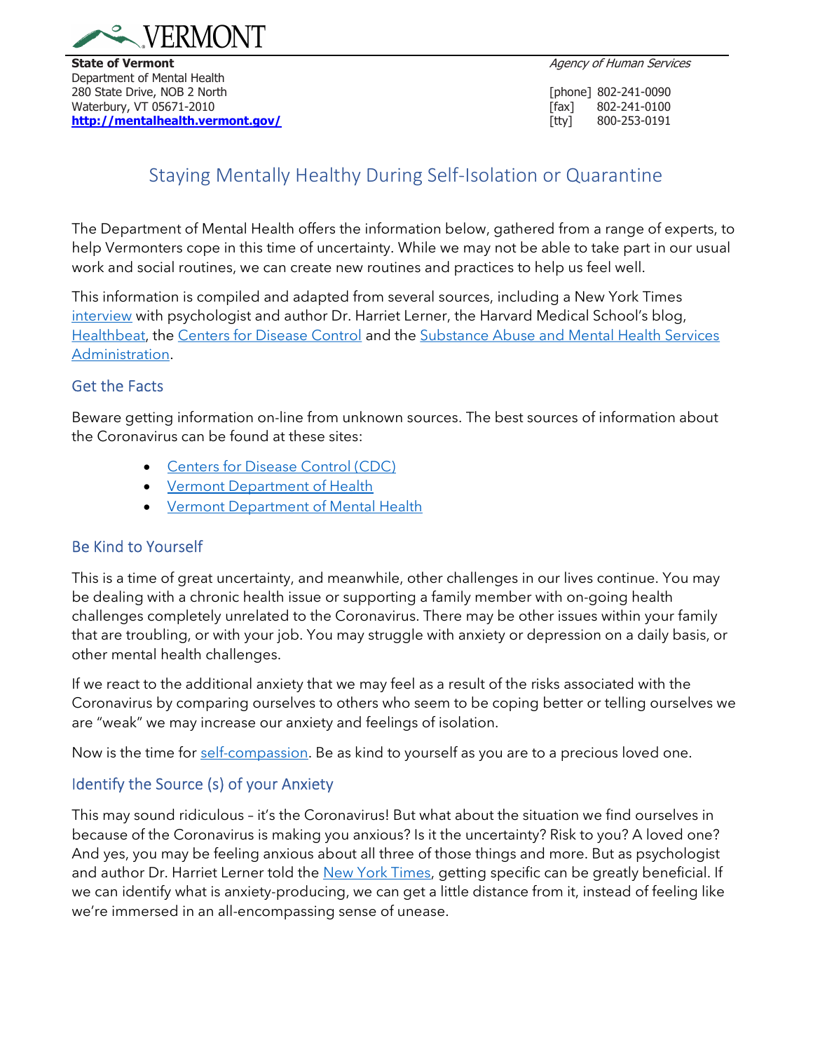**VERMONT**

**State of Vermont**
Department of Mental Health
280 State Drive, NOB 2 North
Waterbury, VT 05671-2010
**http://mentalhealth.vermont.gov/**

*Agency of Human Services*

[phone] 802-241-0090
[fax] 802-241-0100
[tty] 800-253-0191

# Staying Mentally Healthy During Self-Isolation or Quarantine

The Department of Mental Health offers the information below, gathered from a range of experts, to help Vermonters cope in this time of uncertainty. While we may not be able to take part in our usual work and social routines, we can create new routines and practices to help us feel well.

This information is compiled and adapted from several sources, including a New York Times interview with psychologist and author Dr. Harriet Lerner, the Harvard Medical School's blog, Healthbeat, the Centers for Disease Control and the Substance Abuse and Mental Health Services Administration.

## Get the Facts

Beware getting information on-line from unknown sources. The best sources of information about the Coronavirus can be found at these sites:

- Centers for Disease Control (CDC)
- Vermont Department of Health
- Vermont Department of Mental Health

## Be Kind to Yourself

This is a time of great uncertainty, and meanwhile, other challenges in our lives continue. You may be dealing with a chronic health issue or supporting a family member with on-going health challenges completely unrelated to the Coronavirus. There may be other issues within your family that are troubling, or with your job. You may struggle with anxiety or depression on a daily basis, or other mental health challenges.

If we react to the additional anxiety that we may feel as a result of the risks associated with the Coronavirus by comparing ourselves to others who seem to be coping better or telling ourselves we are "weak" we may increase our anxiety and feelings of isolation.

Now is the time for self-compassion. Be as kind to yourself as you are to a precious loved one.

## Identify the Source (s) of your Anxiety

This may sound ridiculous – it's the Coronavirus! But what about the situation we find ourselves in because of the Coronavirus is making you anxious? Is it the uncertainty? Risk to you? A loved one? And yes, you may be feeling anxious about all three of those things and more. But as psychologist and author Dr. Harriet Lerner told the New York Times, getting specific can be greatly beneficial. If we can identify what is anxiety-producing, we can get a little distance from it, instead of feeling like we're immersed in an all-encompassing sense of unease.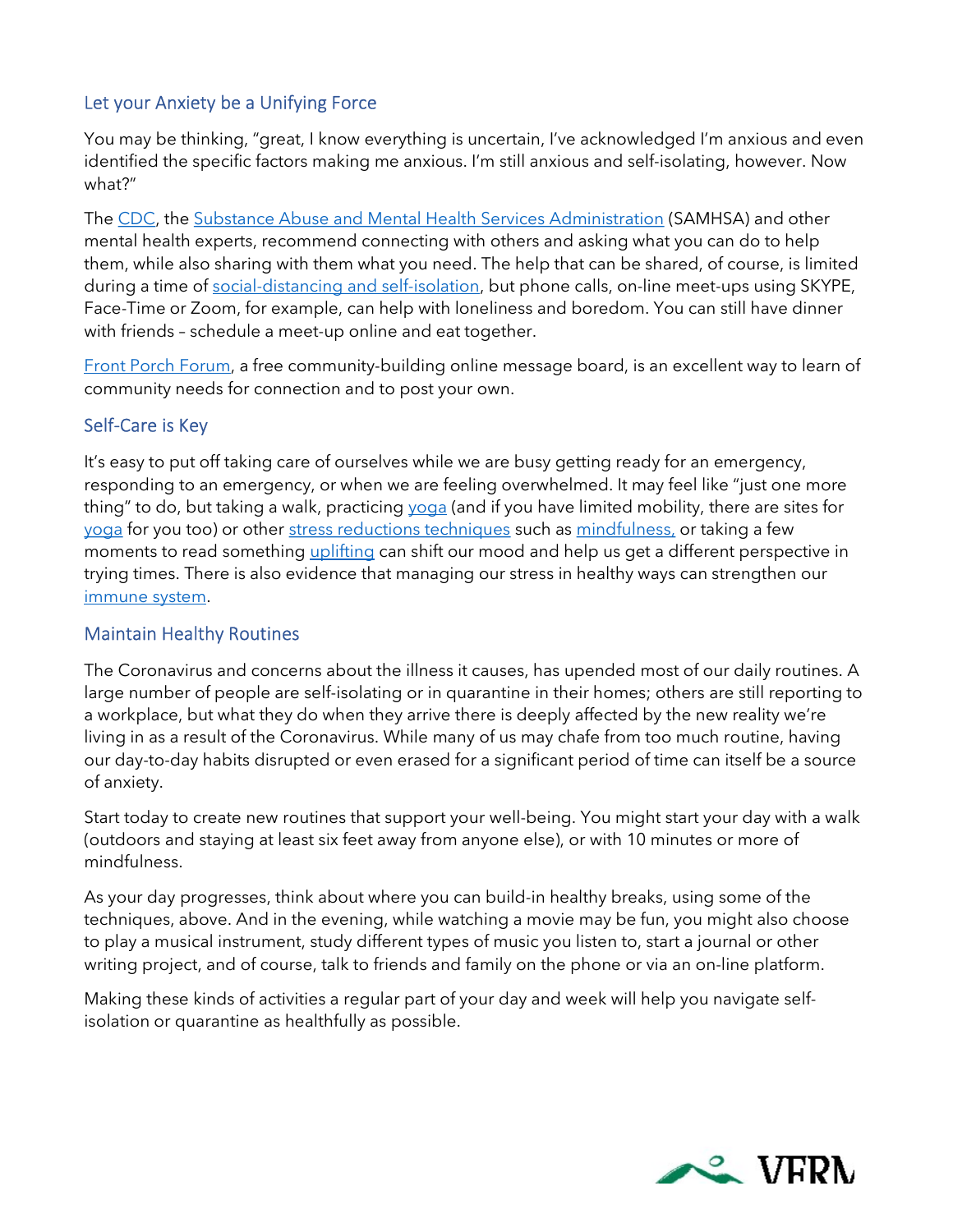## Let your Anxiety be a Unifying Force

You may be thinking, "great, I know everything is uncertain, I've acknowledged I'm anxious and even identified the specific factors making me anxious. I'm still anxious and self-isolating, however. Now what?"

The CDC, the Substance Abuse and Mental Health Services Administration (SAMHSA) and other mental health experts, recommend connecting with others and asking what you can do to help them, while also sharing with them what you need. The help that can be shared, of course, is limited during a time of social-distancing and self-isolation, but phone calls, on-line meet-ups using SKYPE, Face-Time or Zoom, for example, can help with loneliness and boredom. You can still have dinner with friends – schedule a meet-up online and eat together.

Front Porch Forum, a free community-building online message board, is an excellent way to learn of community needs for connection and to post your own.

## Self-Care is Key

It's easy to put off taking care of ourselves while we are busy getting ready for an emergency, responding to an emergency, or when we are feeling overwhelmed. It may feel like "just one more thing" to do, but taking a walk, practicing yoga (and if you have limited mobility, there are sites for yoga for you too) or other stress reductions techniques such as mindfulness, or taking a few moments to read something uplifting can shift our mood and help us get a different perspective in trying times. There is also evidence that managing our stress in healthy ways can strengthen our immune system.

## Maintain Healthy Routines

The Coronavirus and concerns about the illness it causes, has upended most of our daily routines. A large number of people are self-isolating or in quarantine in their homes; others are still reporting to a workplace, but what they do when they arrive there is deeply affected by the new reality we're living in as a result of the Coronavirus. While many of us may chafe from too much routine, having our day-to-day habits disrupted or even erased for a significant period of time can itself be a source of anxiety.

Start today to create new routines that support your well-being. You might start your day with a walk (outdoors and staying at least six feet away from anyone else), or with 10 minutes or more of mindfulness.

As your day progresses, think about where you can build-in healthy breaks, using some of the techniques, above. And in the evening, while watching a movie may be fun, you might also choose to play a musical instrument, study different types of music you listen to, start a journal or other writing project, and of course, talk to friends and family on the phone or via an on-line platform.

Making these kinds of activities a regular part of your day and week will help you navigate self-isolation or quarantine as healthfully as possible.